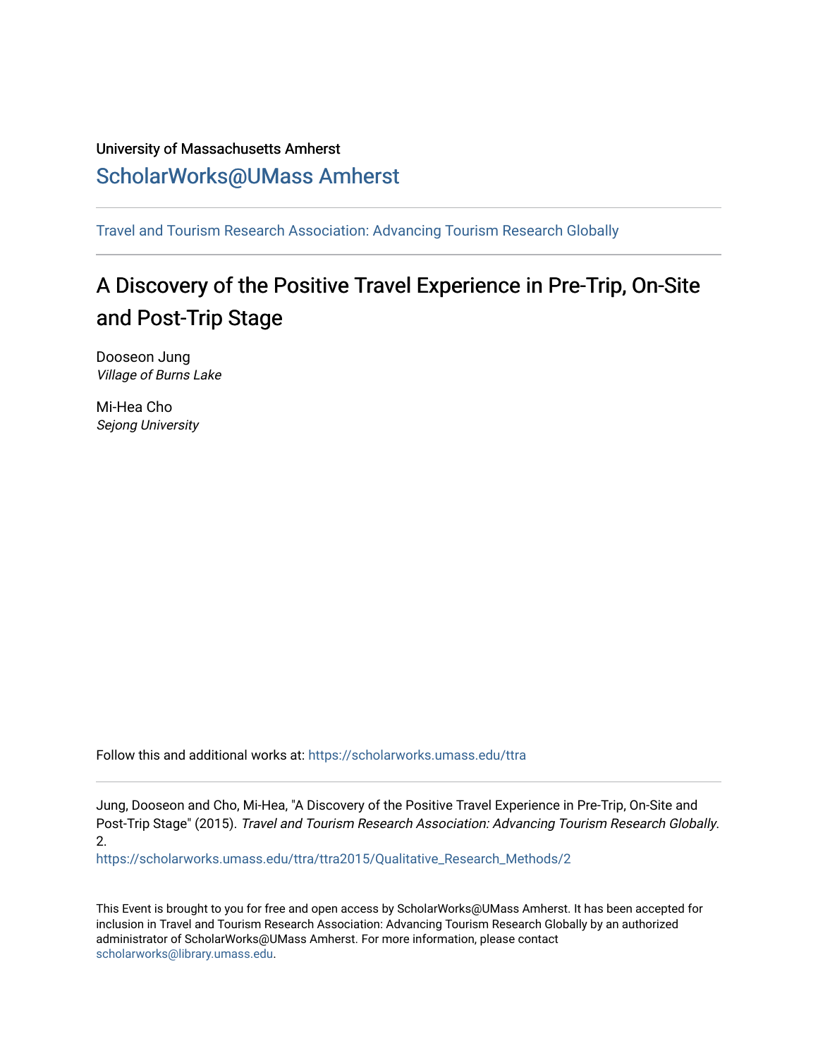University of Massachusetts Amherst

ScholarWorks@UMass Amherst

---

Travel and Tourism Research Association: Advancing Tourism Research Globally

---

# A Discovery of the Positive Travel Experience in Pre-Trip, On-Site and Post-Trip Stage

Dooseon Jung
*Village of Burns Lake*

Mi-Hea Cho
*Sejong University*

Follow this and additional works at: https://scholarworks.umass.edu/ttra

---

Jung, Dooseon and Cho, Mi-Hea, "A Discovery of the Positive Travel Experience in Pre-Trip, On-Site and Post-Trip Stage" (2015). *Travel and Tourism Research Association: Advancing Tourism Research Globally*. 2.
https://scholarworks.umass.edu/ttra/ttra2015/Qualitative_Research_Methods/2

This Event is brought to you for free and open access by ScholarWorks@UMass Amherst. It has been accepted for inclusion in Travel and Tourism Research Association: Advancing Tourism Research Globally by an authorized administrator of ScholarWorks@UMass Amherst. For more information, please contact scholarworks@library.umass.edu.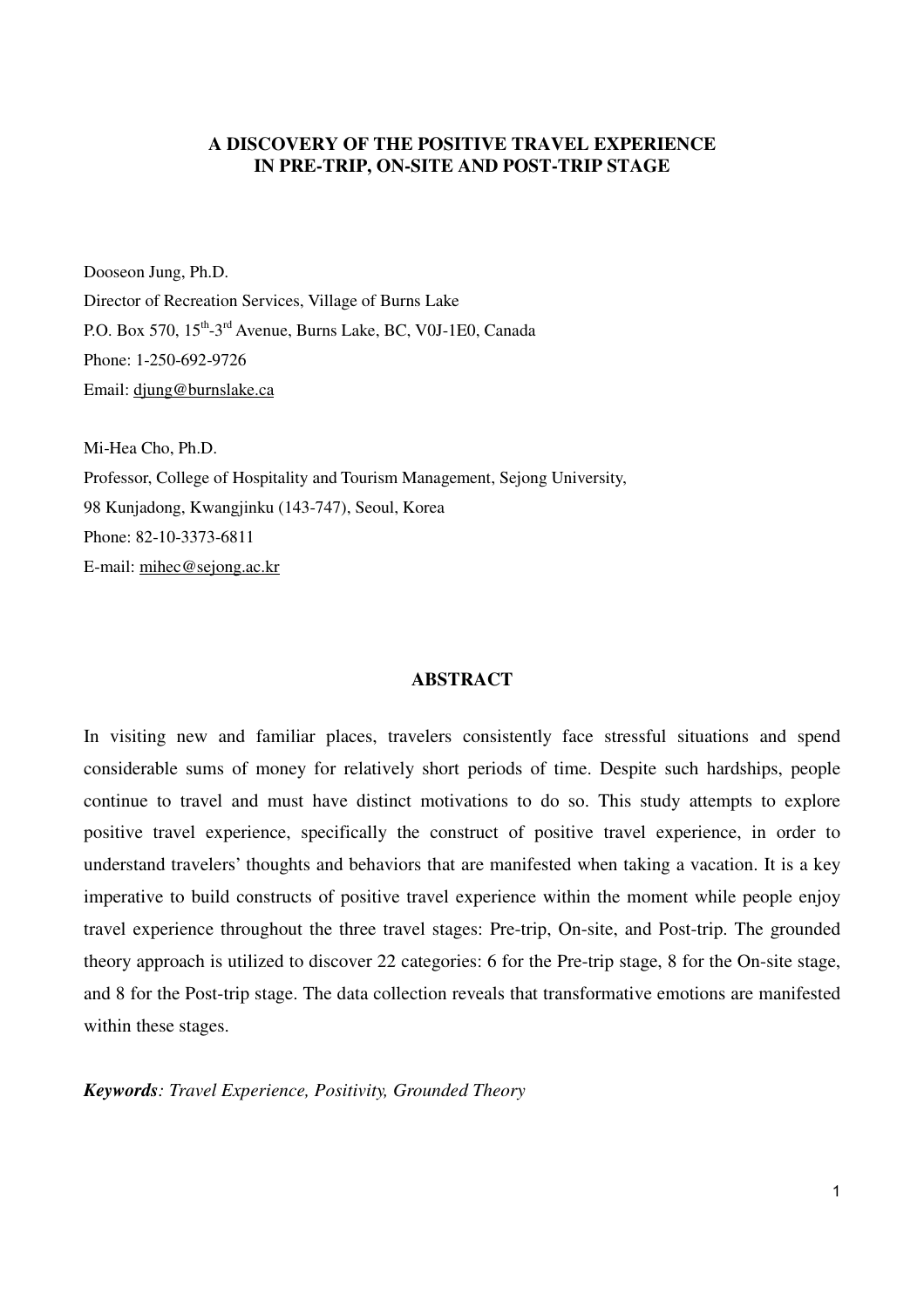**A DISCOVERY OF THE POSITIVE TRAVEL EXPERIENCE IN PRE-TRIP, ON-SITE AND POST-TRIP STAGE**

Dooseon Jung, Ph.D.
Director of Recreation Services, Village of Burns Lake
P.O. Box 570, 15th-3rd Avenue, Burns Lake, BC, V0J-1E0, Canada
Phone: 1-250-692-9726
Email: djung@burnslake.ca

Mi-Hea Cho, Ph.D.
Professor, College of Hospitality and Tourism Management, Sejong University,
98 Kunjadong, Kwangjinku (143-747), Seoul, Korea
Phone: 82-10-3373-6811
E-mail: mihec@sejong.ac.kr

## ABSTRACT

In visiting new and familiar places, travelers consistently face stressful situations and spend considerable sums of money for relatively short periods of time. Despite such hardships, people continue to travel and must have distinct motivations to do so. This study attempts to explore positive travel experience, specifically the construct of positive travel experience, in order to understand travelers' thoughts and behaviors that are manifested when taking a vacation. It is a key imperative to build constructs of positive travel experience within the moment while people enjoy travel experience throughout the three travel stages: Pre-trip, On-site, and Post-trip. The grounded theory approach is utilized to discover 22 categories: 6 for the Pre-trip stage, 8 for the On-site stage, and 8 for the Post-trip stage. The data collection reveals that transformative emotions are manifested within these stages.

***Keywords**: Travel Experience, Positivity, Grounded Theory*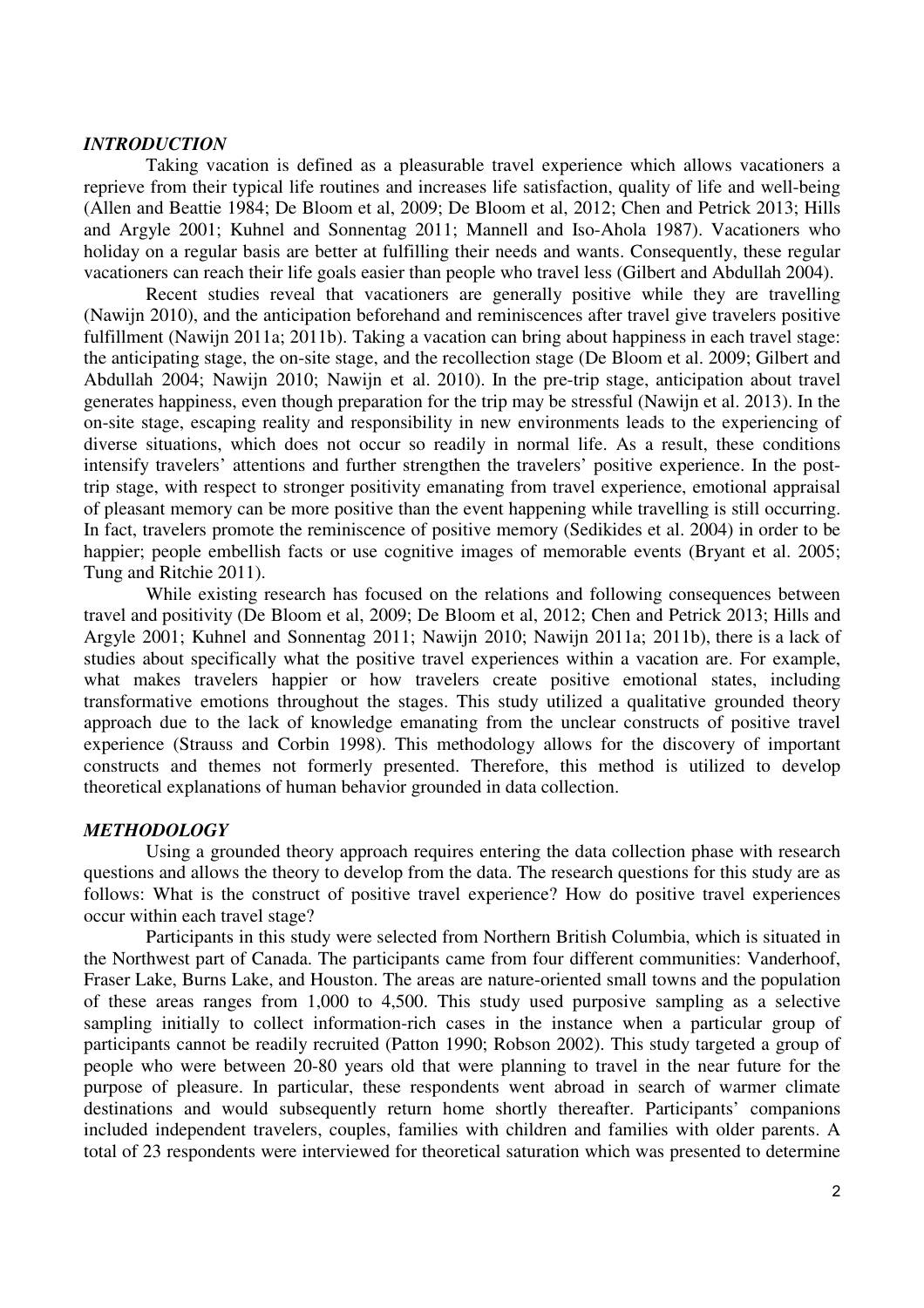### *INTRODUCTION*

Taking vacation is defined as a pleasurable travel experience which allows vacationers a reprieve from their typical life routines and increases life satisfaction, quality of life and well-being (Allen and Beattie 1984; De Bloom et al, 2009; De Bloom et al, 2012; Chen and Petrick 2013; Hills and Argyle 2001; Kuhnel and Sonnentag 2011; Mannell and Iso-Ahola 1987). Vacationers who holiday on a regular basis are better at fulfilling their needs and wants. Consequently, these regular vacationers can reach their life goals easier than people who travel less (Gilbert and Abdullah 2004).

Recent studies reveal that vacationers are generally positive while they are travelling (Nawijn 2010), and the anticipation beforehand and reminiscences after travel give travelers positive fulfillment (Nawijn 2011a; 2011b). Taking a vacation can bring about happiness in each travel stage: the anticipating stage, the on-site stage, and the recollection stage (De Bloom et al. 2009; Gilbert and Abdullah 2004; Nawijn 2010; Nawijn et al. 2010). In the pre-trip stage, anticipation about travel generates happiness, even though preparation for the trip may be stressful (Nawijn et al. 2013). In the on-site stage, escaping reality and responsibility in new environments leads to the experiencing of diverse situations, which does not occur so readily in normal life. As a result, these conditions intensify travelers' attentions and further strengthen the travelers' positive experience. In the post-trip stage, with respect to stronger positivity emanating from travel experience, emotional appraisal of pleasant memory can be more positive than the event happening while travelling is still occurring. In fact, travelers promote the reminiscence of positive memory (Sedikides et al. 2004) in order to be happier; people embellish facts or use cognitive images of memorable events (Bryant et al. 2005; Tung and Ritchie 2011).

While existing research has focused on the relations and following consequences between travel and positivity (De Bloom et al, 2009; De Bloom et al, 2012; Chen and Petrick 2013; Hills and Argyle 2001; Kuhnel and Sonnentag 2011; Nawijn 2010; Nawijn 2011a; 2011b), there is a lack of studies about specifically what the positive travel experiences within a vacation are. For example, what makes travelers happier or how travelers create positive emotional states, including transformative emotions throughout the stages. This study utilized a qualitative grounded theory approach due to the lack of knowledge emanating from the unclear constructs of positive travel experience (Strauss and Corbin 1998). This methodology allows for the discovery of important constructs and themes not formerly presented. Therefore, this method is utilized to develop theoretical explanations of human behavior grounded in data collection.

### *METHODOLOGY*

Using a grounded theory approach requires entering the data collection phase with research questions and allows the theory to develop from the data. The research questions for this study are as follows: What is the construct of positive travel experience? How do positive travel experiences occur within each travel stage?

Participants in this study were selected from Northern British Columbia, which is situated in the Northwest part of Canada. The participants came from four different communities: Vanderhoof, Fraser Lake, Burns Lake, and Houston. The areas are nature-oriented small towns and the population of these areas ranges from 1,000 to 4,500. This study used purposive sampling as a selective sampling initially to collect information-rich cases in the instance when a particular group of participants cannot be readily recruited (Patton 1990; Robson 2002). This study targeted a group of people who were between 20-80 years old that were planning to travel in the near future for the purpose of pleasure. In particular, these respondents went abroad in search of warmer climate destinations and would subsequently return home shortly thereafter. Participants' companions included independent travelers, couples, families with children and families with older parents. A total of 23 respondents were interviewed for theoretical saturation which was presented to determine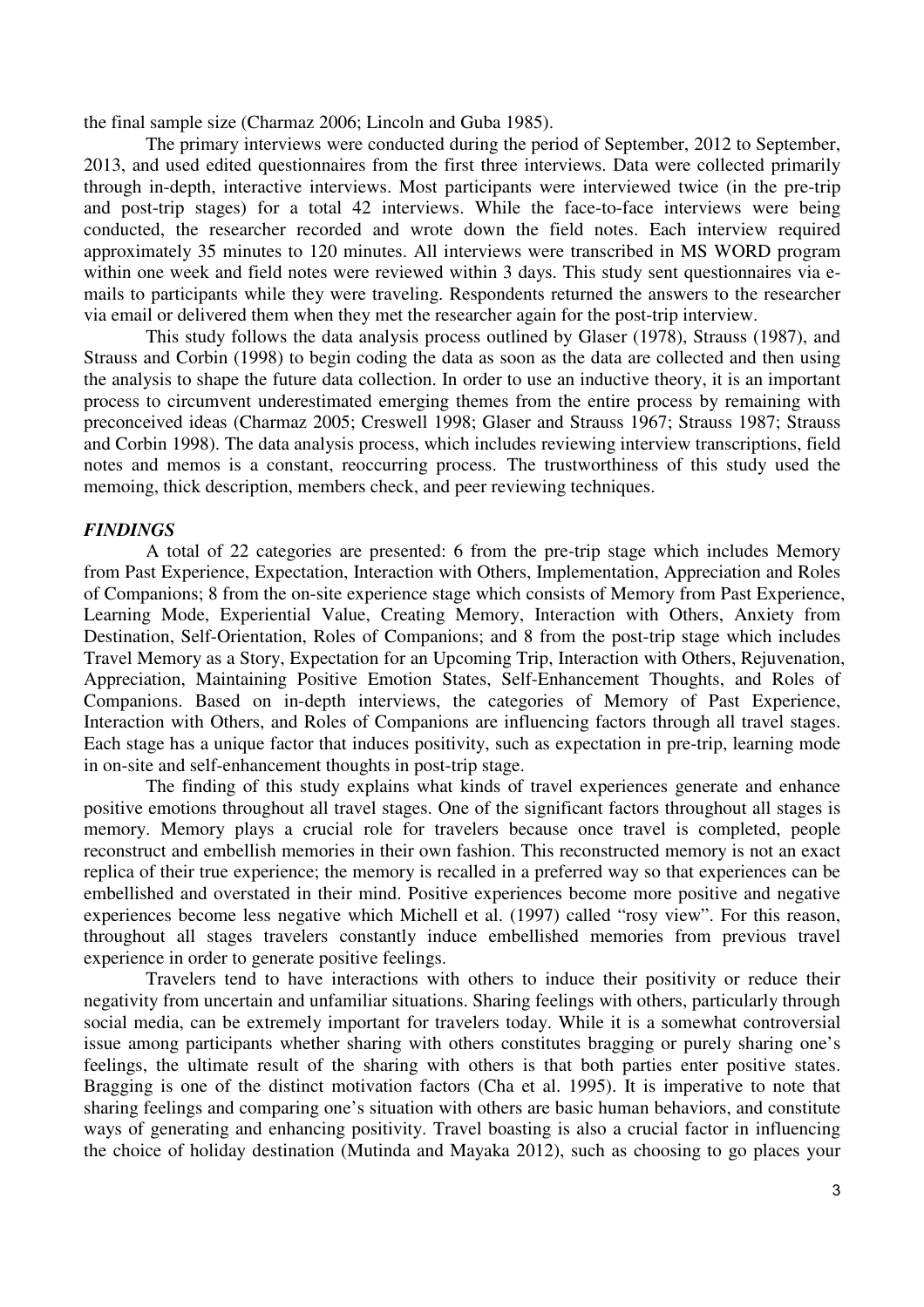the final sample size (Charmaz 2006; Lincoln and Guba 1985).

The primary interviews were conducted during the period of September, 2012 to September, 2013, and used edited questionnaires from the first three interviews. Data were collected primarily through in-depth, interactive interviews. Most participants were interviewed twice (in the pre-trip and post-trip stages) for a total 42 interviews. While the face-to-face interviews were being conducted, the researcher recorded and wrote down the field notes. Each interview required approximately 35 minutes to 120 minutes. All interviews were transcribed in MS WORD program within one week and field notes were reviewed within 3 days. This study sent questionnaires via e-mails to participants while they were traveling. Respondents returned the answers to the researcher via email or delivered them when they met the researcher again for the post-trip interview.

This study follows the data analysis process outlined by Glaser (1978), Strauss (1987), and Strauss and Corbin (1998) to begin coding the data as soon as the data are collected and then using the analysis to shape the future data collection. In order to use an inductive theory, it is an important process to circumvent underestimated emerging themes from the entire process by remaining with preconceived ideas (Charmaz 2005; Creswell 1998; Glaser and Strauss 1967; Strauss 1987; Strauss and Corbin 1998). The data analysis process, which includes reviewing interview transcriptions, field notes and memos is a constant, reoccurring process. The trustworthiness of this study used the memoing, thick description, members check, and peer reviewing techniques.

## *FINDINGS*

A total of 22 categories are presented: 6 from the pre-trip stage which includes Memory from Past Experience, Expectation, Interaction with Others, Implementation, Appreciation and Roles of Companions; 8 from the on-site experience stage which consists of Memory from Past Experience, Learning Mode, Experiential Value, Creating Memory, Interaction with Others, Anxiety from Destination, Self-Orientation, Roles of Companions; and 8 from the post-trip stage which includes Travel Memory as a Story, Expectation for an Upcoming Trip, Interaction with Others, Rejuvenation, Appreciation, Maintaining Positive Emotion States, Self-Enhancement Thoughts, and Roles of Companions. Based on in-depth interviews, the categories of Memory of Past Experience, Interaction with Others, and Roles of Companions are influencing factors through all travel stages. Each stage has a unique factor that induces positivity, such as expectation in pre-trip, learning mode in on-site and self-enhancement thoughts in post-trip stage.

The finding of this study explains what kinds of travel experiences generate and enhance positive emotions throughout all travel stages. One of the significant factors throughout all stages is memory. Memory plays a crucial role for travelers because once travel is completed, people reconstruct and embellish memories in their own fashion. This reconstructed memory is not an exact replica of their true experience; the memory is recalled in a preferred way so that experiences can be embellished and overstated in their mind. Positive experiences become more positive and negative experiences become less negative which Michell et al. (1997) called "rosy view". For this reason, throughout all stages travelers constantly induce embellished memories from previous travel experience in order to generate positive feelings.

Travelers tend to have interactions with others to induce their positivity or reduce their negativity from uncertain and unfamiliar situations. Sharing feelings with others, particularly through social media, can be extremely important for travelers today. While it is a somewhat controversial issue among participants whether sharing with others constitutes bragging or purely sharing one's feelings, the ultimate result of the sharing with others is that both parties enter positive states. Bragging is one of the distinct motivation factors (Cha et al. 1995). It is imperative to note that sharing feelings and comparing one's situation with others are basic human behaviors, and constitute ways of generating and enhancing positivity. Travel boasting is also a crucial factor in influencing the choice of holiday destination (Mutinda and Mayaka 2012), such as choosing to go places your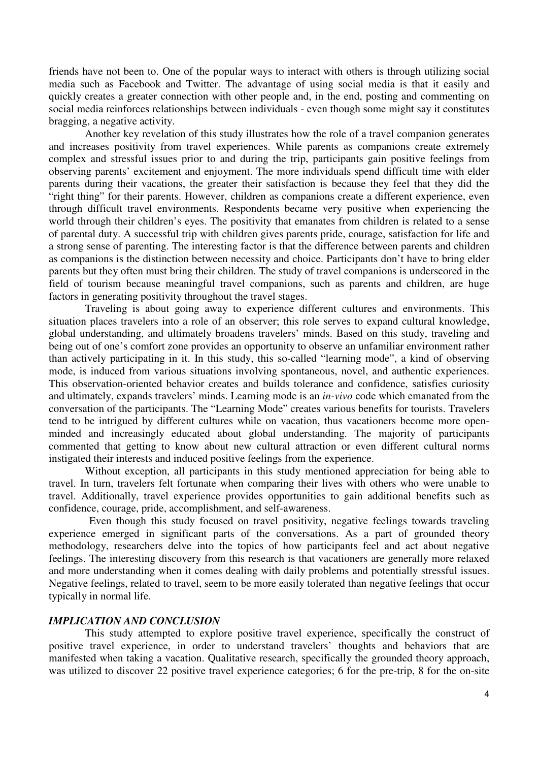friends have not been to. One of the popular ways to interact with others is through utilizing social media such as Facebook and Twitter. The advantage of using social media is that it easily and quickly creates a greater connection with other people and, in the end, posting and commenting on social media reinforces relationships between individuals - even though some might say it constitutes bragging, a negative activity.

Another key revelation of this study illustrates how the role of a travel companion generates and increases positivity from travel experiences. While parents as companions create extremely complex and stressful issues prior to and during the trip, participants gain positive feelings from observing parents' excitement and enjoyment. The more individuals spend difficult time with elder parents during their vacations, the greater their satisfaction is because they feel that they did the "right thing" for their parents. However, children as companions create a different experience, even through difficult travel environments. Respondents became very positive when experiencing the world through their children's eyes. The positivity that emanates from children is related to a sense of parental duty. A successful trip with children gives parents pride, courage, satisfaction for life and a strong sense of parenting. The interesting factor is that the difference between parents and children as companions is the distinction between necessity and choice. Participants don't have to bring elder parents but they often must bring their children. The study of travel companions is underscored in the field of tourism because meaningful travel companions, such as parents and children, are huge factors in generating positivity throughout the travel stages.

Traveling is about going away to experience different cultures and environments. This situation places travelers into a role of an observer; this role serves to expand cultural knowledge, global understanding, and ultimately broadens travelers' minds. Based on this study, traveling and being out of one's comfort zone provides an opportunity to observe an unfamiliar environment rather than actively participating in it. In this study, this so-called "learning mode", a kind of observing mode, is induced from various situations involving spontaneous, novel, and authentic experiences. This observation-oriented behavior creates and builds tolerance and confidence, satisfies curiosity and ultimately, expands travelers' minds. Learning mode is an *in-vivo* code which emanated from the conversation of the participants. The "Learning Mode" creates various benefits for tourists. Travelers tend to be intrigued by different cultures while on vacation, thus vacationers become more open-minded and increasingly educated about global understanding. The majority of participants commented that getting to know about new cultural attraction or even different cultural norms instigated their interests and induced positive feelings from the experience.

Without exception, all participants in this study mentioned appreciation for being able to travel. In turn, travelers felt fortunate when comparing their lives with others who were unable to travel. Additionally, travel experience provides opportunities to gain additional benefits such as confidence, courage, pride, accomplishment, and self-awareness.

Even though this study focused on travel positivity, negative feelings towards traveling experience emerged in significant parts of the conversations. As a part of grounded theory methodology, researchers delve into the topics of how participants feel and act about negative feelings. The interesting discovery from this research is that vacationers are generally more relaxed and more understanding when it comes dealing with daily problems and potentially stressful issues. Negative feelings, related to travel, seem to be more easily tolerated than negative feelings that occur typically in normal life.

### *IMPLICATION AND CONCLUSION*

This study attempted to explore positive travel experience, specifically the construct of positive travel experience, in order to understand travelers' thoughts and behaviors that are manifested when taking a vacation. Qualitative research, specifically the grounded theory approach, was utilized to discover 22 positive travel experience categories; 6 for the pre-trip, 8 for the on-site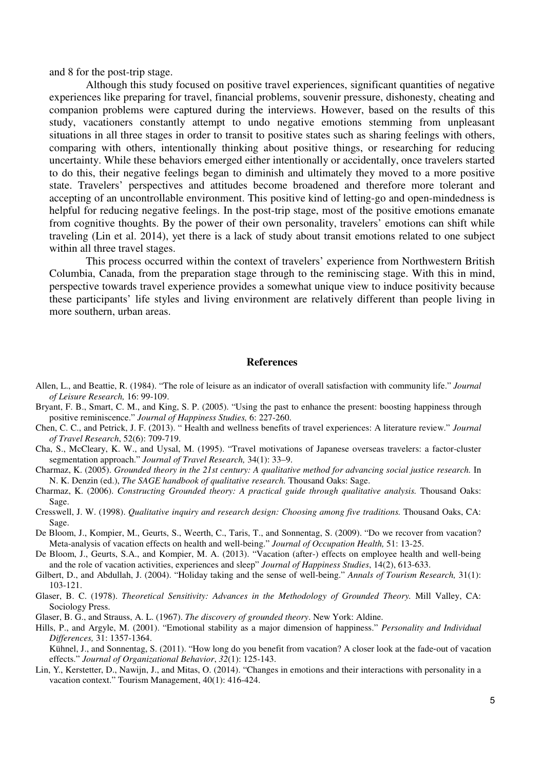and 8 for the post-trip stage.

Although this study focused on positive travel experiences, significant quantities of negative experiences like preparing for travel, financial problems, souvenir pressure, dishonesty, cheating and companion problems were captured during the interviews. However, based on the results of this study, vacationers constantly attempt to undo negative emotions stemming from unpleasant situations in all three stages in order to transit to positive states such as sharing feelings with others, comparing with others, intentionally thinking about positive things, or researching for reducing uncertainty. While these behaviors emerged either intentionally or accidentally, once travelers started to do this, their negative feelings began to diminish and ultimately they moved to a more positive state. Travelers' perspectives and attitudes become broadened and therefore more tolerant and accepting of an uncontrollable environment. This positive kind of letting-go and open-mindedness is helpful for reducing negative feelings. In the post-trip stage, most of the positive emotions emanate from cognitive thoughts. By the power of their own personality, travelers' emotions can shift while traveling (Lin et al. 2014), yet there is a lack of study about transit emotions related to one subject within all three travel stages.

This process occurred within the context of travelers' experience from Northwestern British Columbia, Canada, from the preparation stage through to the reminiscing stage. With this in mind, perspective towards travel experience provides a somewhat unique view to induce positivity because these participants' life styles and living environment are relatively different than people living in more southern, urban areas.

## References

Allen, L., and Beattie, R. (1984). "The role of leisure as an indicator of overall satisfaction with community life." *Journal of Leisure Research,* 16: 99-109.

Bryant, F. B., Smart, C. M., and King, S. P. (2005). "Using the past to enhance the present: boosting happiness through positive reminiscence." *Journal of Happiness Studies,* 6: 227-260.

Chen, C. C., and Petrick, J. F. (2013). " Health and wellness benefits of travel experiences: A literature review." *Journal of Travel Research*, 52(6): 709-719.

Cha, S., McCleary, K. W., and Uysal, M. (1995). "Travel motivations of Japanese overseas travelers: a factor-cluster segmentation approach." *Journal of Travel Research,* 34(1): 33–9.

Charmaz, K. (2005). *Grounded theory in the 21st century: A qualitative method for advancing social justice research.* In N. K. Denzin (ed.), *The SAGE handbook of qualitative research.* Thousand Oaks: Sage.

Charmaz, K. (2006). *Constructing Grounded theory: A practical guide through qualitative analysis.* Thousand Oaks: Sage.

Cresswell, J. W. (1998). *Qualitative inquiry and research design: Choosing among five traditions.* Thousand Oaks, CA: Sage.

De Bloom, J., Kompier, M., Geurts, S., Weerth, C., Taris, T., and Sonnentag, S. (2009). "Do we recover from vacation? Meta-analysis of vacation effects on health and well-being." *Journal of Occupation Health,* 51: 13-25.

De Bloom, J., Geurts, S.A., and Kompier, M. A. (2013). "Vacation (after-) effects on employee health and well-being and the role of vacation activities, experiences and sleep" *Journal of Happiness Studies*, 14(2), 613-633.

Gilbert, D., and Abdullah, J. (2004). "Holiday taking and the sense of well-being." *Annals of Tourism Research,* 31(1): 103-121.

Glaser, B. C. (1978). *Theoretical Sensitivity: Advances in the Methodology of Grounded Theory.* Mill Valley, CA: Sociology Press.

Glaser, B. G., and Strauss, A. L. (1967). *The discovery of grounded theory*. New York: Aldine.

Hills, P., and Argyle, M. (2001). "Emotional stability as a major dimension of happiness." *Personality and Individual Differences,* 31: 1357-1364.

Kühnel, J., and Sonnentag, S. (2011). "How long do you benefit from vacation? A closer look at the fade-out of vacation effects." *Journal of Organizational Behavior*, *32*(1): 125-143.

Lin, Y., Kerstetter, D., Nawijn, J., and Mitas, O. (2014). "Changes in emotions and their interactions with personality in a vacation context." Tourism Management, 40(1): 416-424.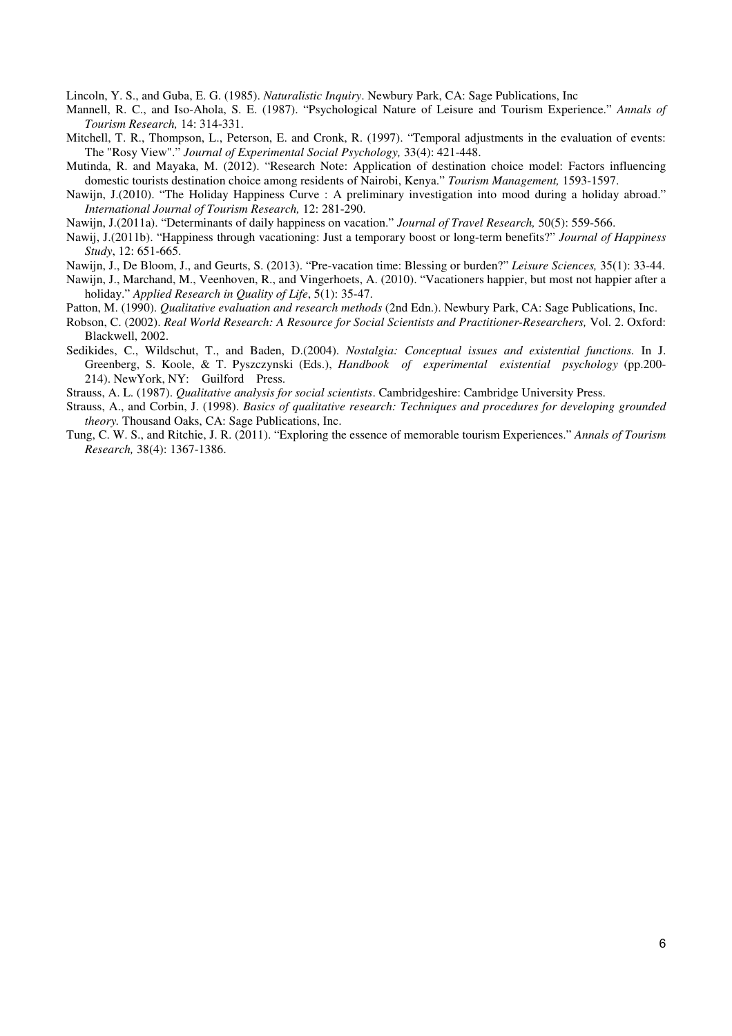Lincoln, Y. S., and Guba, E. G. (1985). *Naturalistic Inquiry*. Newbury Park, CA: Sage Publications, Inc

Mannell, R. C., and Iso-Ahola, S. E. (1987). "Psychological Nature of Leisure and Tourism Experience." *Annals of Tourism Research,* 14: 314-331.

Mitchell, T. R., Thompson, L., Peterson, E. and Cronk, R. (1997). "Temporal adjustments in the evaluation of events: The "Rosy View"." *Journal of Experimental Social Psychology,* 33(4): 421-448.

Mutinda, R. and Mayaka, M. (2012). "Research Note: Application of destination choice model: Factors influencing domestic tourists destination choice among residents of Nairobi, Kenya." *Tourism Management,* 1593-1597.

Nawijn, J.(2010). "The Holiday Happiness Curve : A preliminary investigation into mood during a holiday abroad." *International Journal of Tourism Research,* 12: 281-290.

Nawijn, J.(2011a). "Determinants of daily happiness on vacation." *Journal of Travel Research,* 50(5): 559-566.

Nawij, J.(2011b). "Happiness through vacationing: Just a temporary boost or long-term benefits?" *Journal of Happiness Study*, 12: 651-665.

Nawijn, J., De Bloom, J., and Geurts, S. (2013). "Pre-vacation time: Blessing or burden?" *Leisure Sciences,* 35(1): 33-44.

Nawijn, J., Marchand, M., Veenhoven, R., and Vingerhoets, A. (2010). "Vacationers happier, but most not happier after a holiday." *Applied Research in Quality of Life*, 5(1): 35-47.

Patton, M. (1990). *Qualitative evaluation and research methods* (2nd Edn.). Newbury Park, CA: Sage Publications, Inc.

Robson, C. (2002). *Real World Research: A Resource for Social Scientists and Practitioner-Researchers,* Vol. 2. Oxford: Blackwell, 2002.

Sedikides, C., Wildschut, T., and Baden, D.(2004). *Nostalgia: Conceptual issues and existential functions.* In J. Greenberg, S. Koole, & T. Pyszczynski (Eds.), *Handbook of experimental existential psychology* (pp.200-214). NewYork, NY: Guilford Press.

Strauss, A. L. (1987). *Qualitative analysis for social scientists*. Cambridgeshire: Cambridge University Press.

Strauss, A., and Corbin, J. (1998). *Basics of qualitative research: Techniques and procedures for developing grounded theory.* Thousand Oaks, CA: Sage Publications, Inc.

Tung, C. W. S., and Ritchie, J. R. (2011). "Exploring the essence of memorable tourism Experiences." *Annals of Tourism Research,* 38(4): 1367-1386.